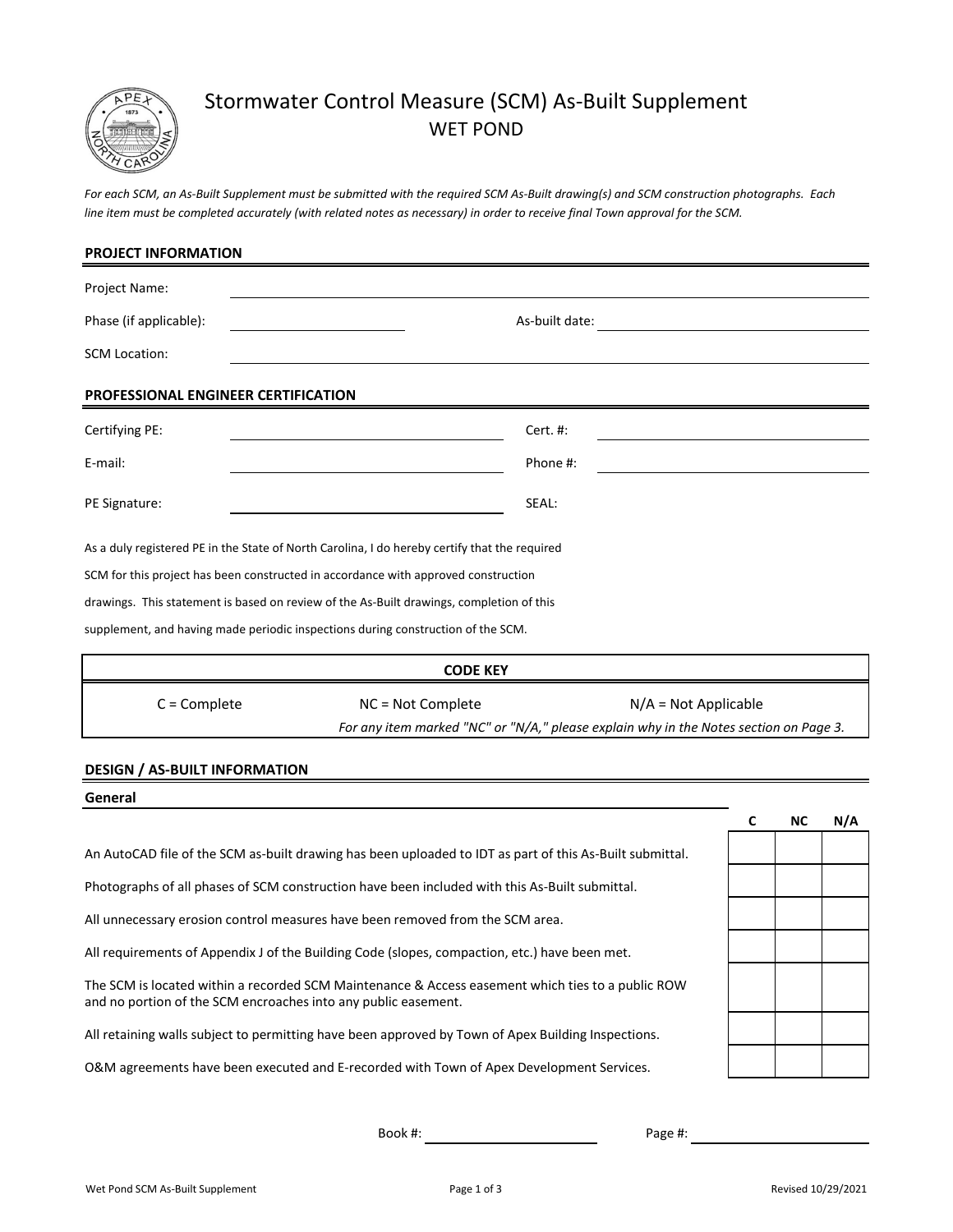# Stormwater Control Measure (SCM) As-Built Supplement

## WET POND

*For each SCM, an As-Built Supplement must be submitted with the required SCM As-Built drawing(s) and SCM construction photographs. Each line item must be completed accurately (with related notes as necessary) in order to receive final Town approval for the SCM.*

### PROJECT INFORMATION

Project Name: ______________________________

Phase (if applicable): ______________ As-built date: ______________

SCM Location: ______________________________

### PROFESSIONAL ENGINEER CERTIFICATION

Certifying PE: ______________ Cert. #: ______________

E-mail: ______________ Phone #: ______________

PE Signature: ______________ SEAL:

As a duly registered PE in the State of North Carolina, I do hereby certify that the required SCM for this project has been constructed in accordance with approved construction drawings. This statement is based on review of the As-Built drawings, completion of this supplement, and having made periodic inspections during construction of the SCM.

| CODE KEY | | |
|---|---|---|
| C = Complete | NC = Not Complete | N/A = Not Applicable |
| | *For any item marked "NC" or "N/A," please explain why in the Notes section on Page 3.* | |

### DESIGN / AS-BUILT INFORMATION

#### General

| | C | NC | N/A |
|---|---|---|---|
| An AutoCAD file of the SCM as-built drawing has been uploaded to IDT as part of this As-Built submittal. | | | |
| Photographs of all phases of SCM construction have been included with this As-Built submittal. | | | |
| All unnecessary erosion control measures have been removed from the SCM area. | | | |
| All requirements of Appendix J of the Building Code (slopes, compaction, etc.) have been met. | | | |
| The SCM is located within a recorded SCM Maintenance & Access easement which ties to a public ROW and no portion of the SCM encroaches into any public easement. | | | |
| All retaining walls subject to permitting have been approved by Town of Apex Building Inspections. | | | |
| O&M agreements have been executed and E-recorded with Town of Apex Development Services. | | | |

Book #: ______________ Page #: ______________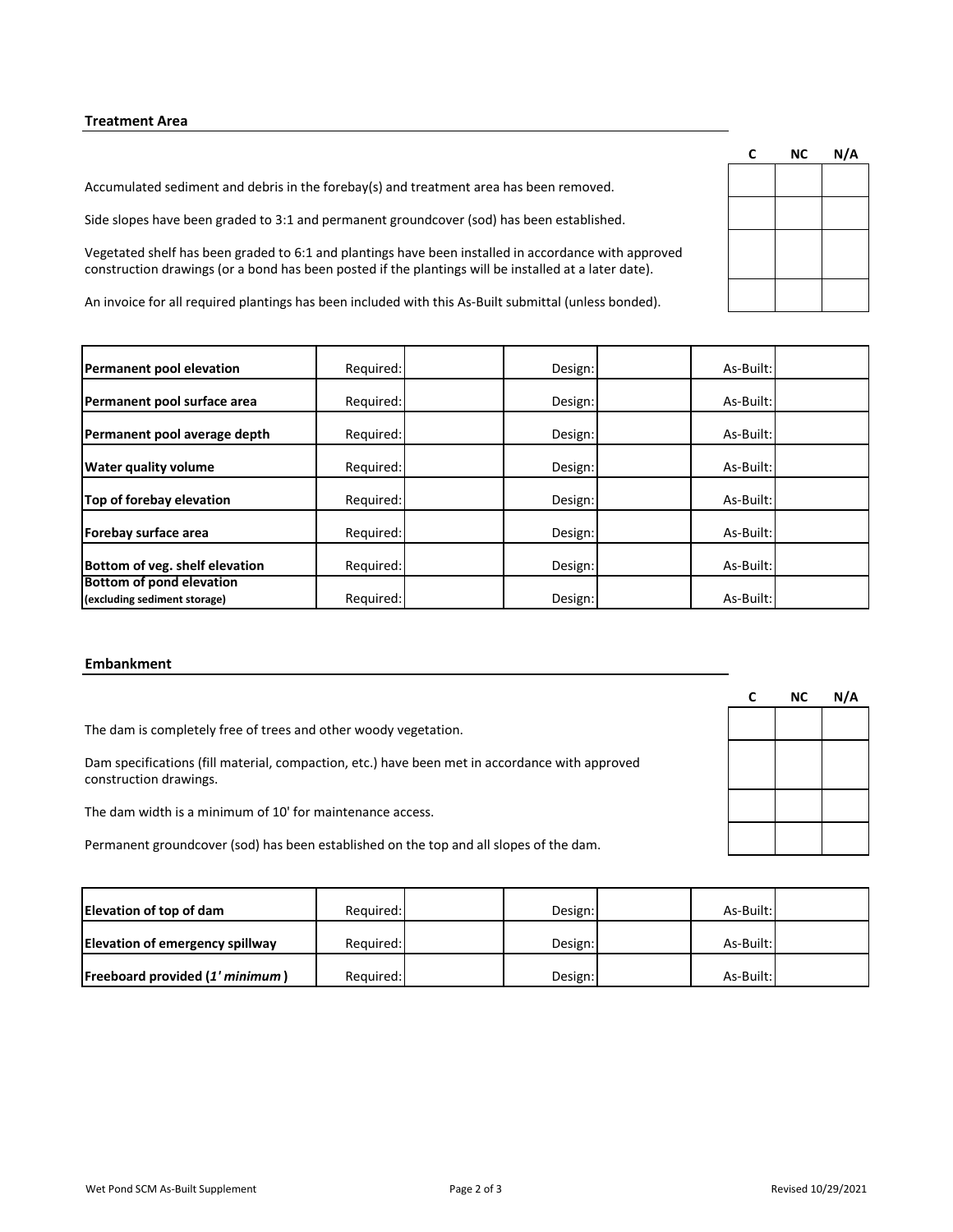## Treatment Area

| | C | NC | N/A |
|---|---|---|---|
| Accumulated sediment and debris in the forebay(s) and treatment area has been removed. | | | |
| Side slopes have been graded to 3:1 and permanent groundcover (sod) has been established. | | | |
| Vegetated shelf has been graded to 6:1 and plantings have been installed in accordance with approved construction drawings (or a bond has been posted if the plantings will be installed at a later date). | | | |
| An invoice for all required plantings has been included with this As-Built submittal (unless bonded). | | | |

| | | | | | | |
|---|---|---|---|---|---|---|
| **Permanent pool elevation** | Required: | | Design: | | As-Built: | |
| **Permanent pool surface area** | Required: | | Design: | | As-Built: | |
| **Permanent pool average depth** | Required: | | Design: | | As-Built: | |
| **Water quality volume** | Required: | | Design: | | As-Built: | |
| **Top of forebay elevation** | Required: | | Design: | | As-Built: | |
| **Forebay surface area** | Required: | | Design: | | As-Built: | |
| **Bottom of veg. shelf elevation** | Required: | | Design: | | As-Built: | |
| **Bottom of pond elevation (excluding sediment storage)** | Required: | | Design: | | As-Built: | |

## Embankment

| | C | NC | N/A |
|---|---|---|---|
| The dam is completely free of trees and other woody vegetation. | | | |
| Dam specifications (fill material, compaction, etc.) have been met in accordance with approved construction drawings. | | | |
| The dam width is a minimum of 10' for maintenance access. | | | |
| Permanent groundcover (sod) has been established on the top and all slopes of the dam. | | | |

| | | | | | | |
|---|---|---|---|---|---|---|
| **Elevation of top of dam** | Required: | | Design: | | As-Built: | |
| **Elevation of emergency spillway** | Required: | | Design: | | As-Built: | |
| **Freeboard provided (*1' minimum*)** | Required: | | Design: | | As-Built: | |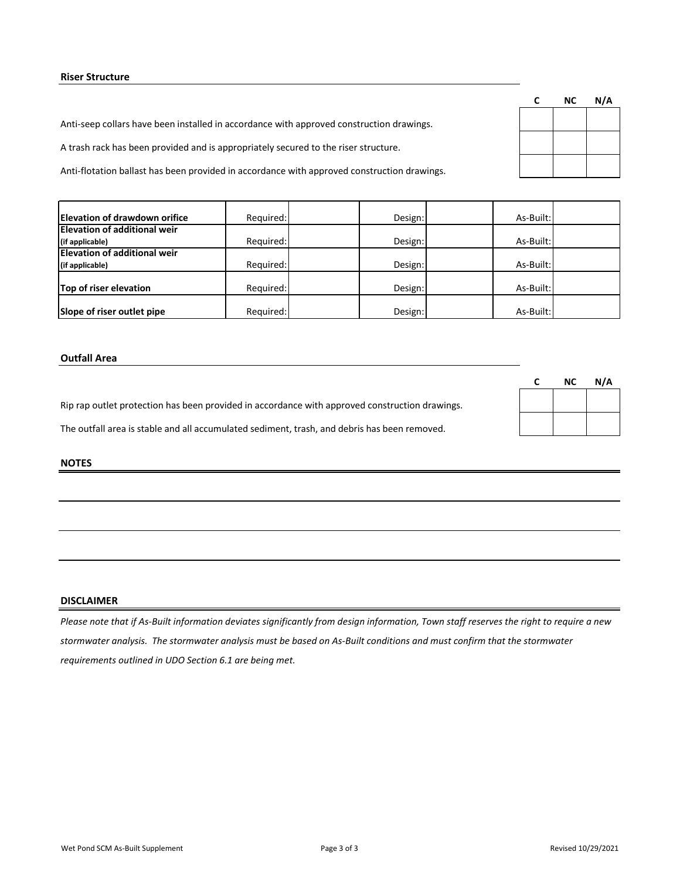### Riser Structure

| | C | NC | N/A |
|---|---|---|---|
| Anti-seep collars have been installed in accordance with approved construction drawings. | | | |
| A trash rack has been provided and is appropriately secured to the riser structure. | | | |
| Anti-flotation ballast has been provided in accordance with approved construction drawings. | | | |

| | | | | | | |
|---|---|---|---|---|---|---|
| **Elevation of drawdown orifice** | Required: | | Design: | | As-Built: | |
| **Elevation of additional weir (if applicable)** | Required: | | Design: | | As-Built: | |
| **Elevation of additional weir (if applicable)** | Required: | | Design: | | As-Built: | |
| **Top of riser elevation** | Required: | | Design: | | As-Built: | |
| **Slope of riser outlet pipe** | Required: | | Design: | | As-Built: | |

### Outfall Area

| | C | NC | N/A |
|---|---|---|---|
| Rip rap outlet protection has been provided in accordance with approved construction drawings. | | | |
| The outfall area is stable and all accumulated sediment, trash, and debris has been removed. | | | |

### NOTES

### DISCLAIMER

*Please note that if As-Built information deviates significantly from design information, Town staff reserves the right to require a new stormwater analysis. The stormwater analysis must be based on As-Built conditions and must confirm that the stormwater requirements outlined in UDO Section 6.1 are being met.*